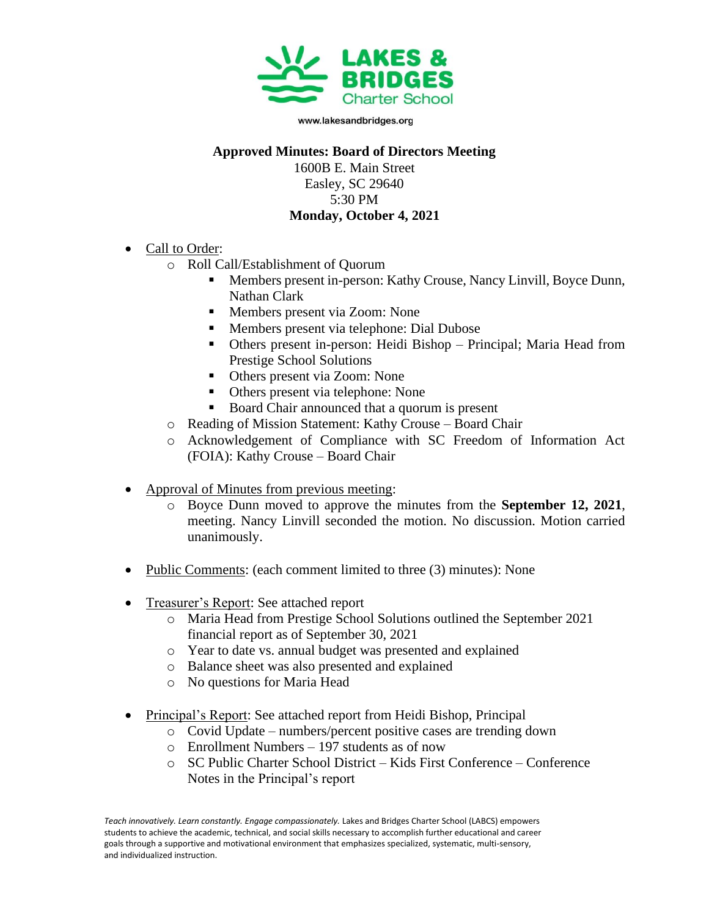LAKES & BRIDGES Charter School

www.lakesandbridges.org

**Approved Minutes: Board of Directors Meeting**
1600B E. Main Street
Easley, SC 29640
5:30 PM
**Monday, October 4, 2021**

- Call to Order:
  - Roll Call/Establishment of Quorum
    - Members present in-person: Kathy Crouse, Nancy Linvill, Boyce Dunn, Nathan Clark
    - Members present via Zoom: None
    - Members present via telephone: Dial Dubose
    - Others present in-person: Heidi Bishop – Principal; Maria Head from Prestige School Solutions
    - Others present via Zoom: None
    - Others present via telephone: None
    - Board Chair announced that a quorum is present
  - Reading of Mission Statement: Kathy Crouse – Board Chair
  - Acknowledgement of Compliance with SC Freedom of Information Act (FOIA): Kathy Crouse – Board Chair

- Approval of Minutes from previous meeting:
  - Boyce Dunn moved to approve the minutes from the **September 12, 2021**, meeting. Nancy Linvill seconded the motion. No discussion. Motion carried unanimously.

- Public Comments: (each comment limited to three (3) minutes): None

- Treasurer's Report: See attached report
  - Maria Head from Prestige School Solutions outlined the September 2021 financial report as of September 30, 2021
  - Year to date vs. annual budget was presented and explained
  - Balance sheet was also presented and explained
  - No questions for Maria Head

- Principal's Report: See attached report from Heidi Bishop, Principal
  - Covid Update – numbers/percent positive cases are trending down
  - Enrollment Numbers – 197 students as of now
  - SC Public Charter School District – Kids First Conference – Conference Notes in the Principal's report

*Teach innovatively. Learn constantly. Engage compassionately.* Lakes and Bridges Charter School (LABCS) empowers students to achieve the academic, technical, and social skills necessary to accomplish further educational and career goals through a supportive and motivational environment that emphasizes specialized, systematic, multi-sensory, and individualized instruction.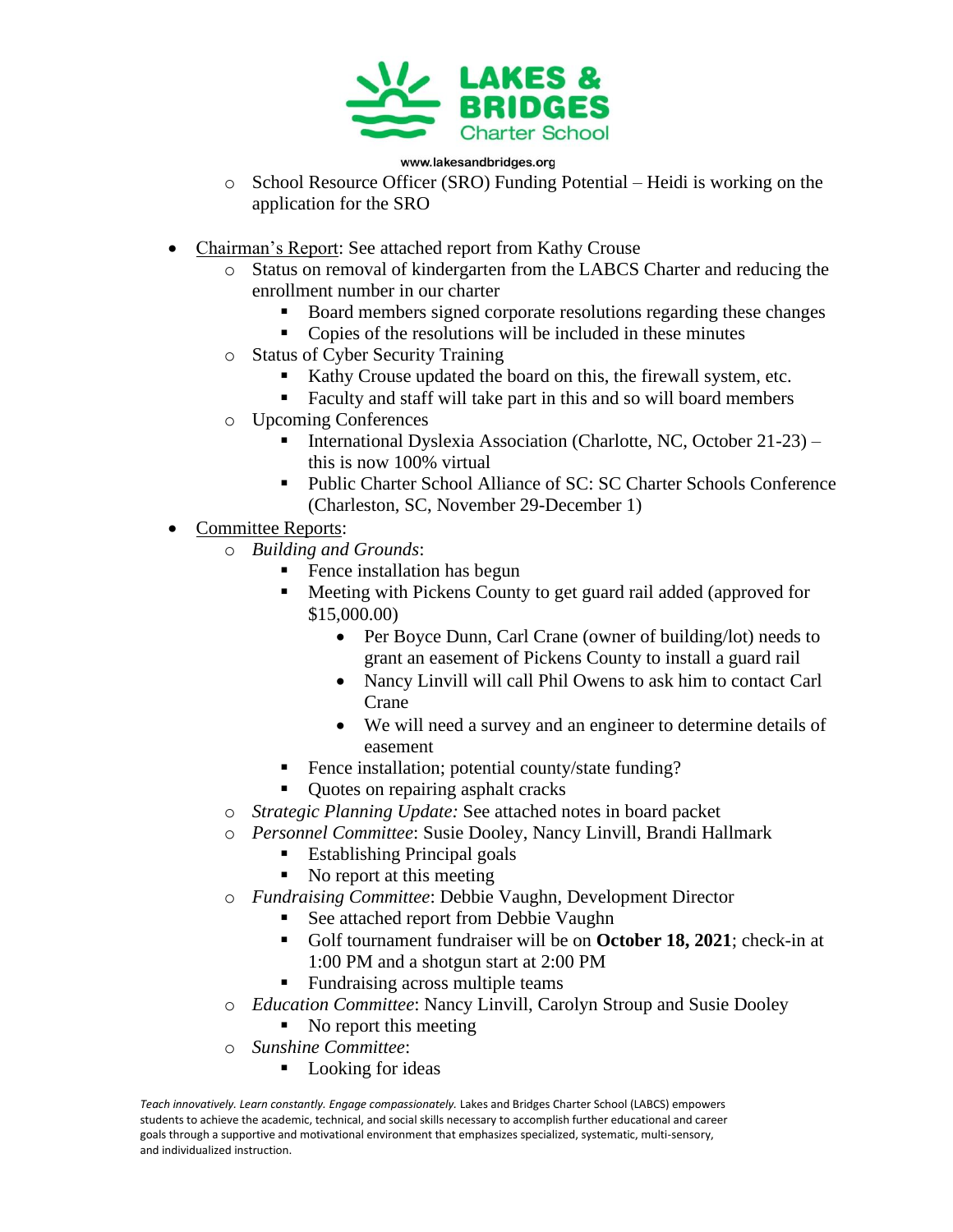- School Resource Officer (SRO) Funding Potential – Heidi is working on the application for the SRO

- Chairman's Report: See attached report from Kathy Crouse
  - Status on removal of kindergarten from the LABCS Charter and reducing the enrollment number in our charter
    - Board members signed corporate resolutions regarding these changes
    - Copies of the resolutions will be included in these minutes
  - Status of Cyber Security Training
    - Kathy Crouse updated the board on this, the firewall system, etc.
    - Faculty and staff will take part in this and so will board members
  - Upcoming Conferences
    - International Dyslexia Association (Charlotte, NC, October 21-23) – this is now 100% virtual
    - Public Charter School Alliance of SC: SC Charter Schools Conference (Charleston, SC, November 29-December 1)
- Committee Reports:
  - *Building and Grounds*:
    - Fence installation has begun
    - Meeting with Pickens County to get guard rail added (approved for $15,000.00)
      - Per Boyce Dunn, Carl Crane (owner of building/lot) needs to grant an easement of Pickens County to install a guard rail
      - Nancy Linvill will call Phil Owens to ask him to contact Carl Crane
      - We will need a survey and an engineer to determine details of easement
    - Fence installation; potential county/state funding?
    - Quotes on repairing asphalt cracks
  - *Strategic Planning Update:* See attached notes in board packet
  - *Personnel Committee*: Susie Dooley, Nancy Linvill, Brandi Hallmark
    - Establishing Principal goals
    - No report at this meeting
  - *Fundraising Committee*: Debbie Vaughn, Development Director
    - See attached report from Debbie Vaughn
    - Golf tournament fundraiser will be on **October 18, 2021**; check-in at 1:00 PM and a shotgun start at 2:00 PM
    - Fundraising across multiple teams
  - *Education Committee*: Nancy Linvill, Carolyn Stroup and Susie Dooley
    - No report this meeting
  - *Sunshine Committee*:
    - Looking for ideas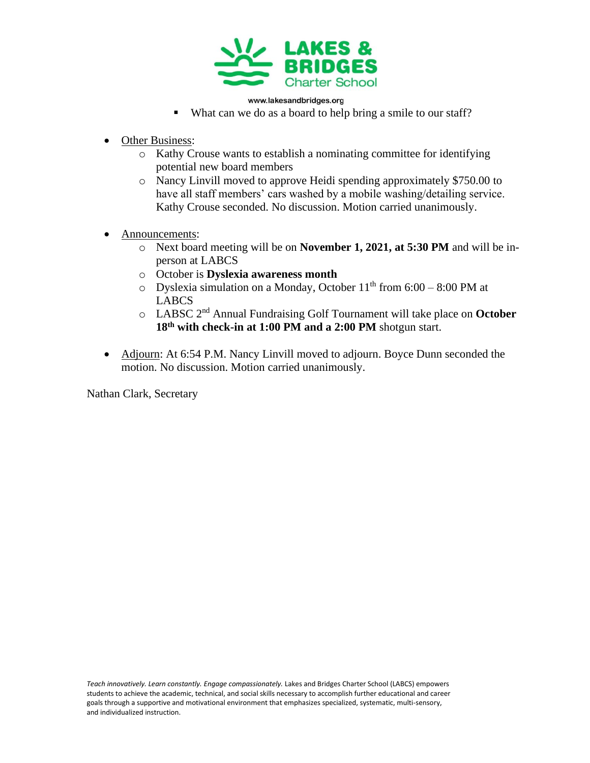- What can we do as a board to help bring a smile to our staff?

- Other Business:
  - Kathy Crouse wants to establish a nominating committee for identifying potential new board members
  - Nancy Linvill moved to approve Heidi spending approximately $750.00 to have all staff members' cars washed by a mobile washing/detailing service. Kathy Crouse seconded. No discussion. Motion carried unanimously.

- Announcements:
  - Next board meeting will be on **November 1, 2021, at 5:30 PM** and will be in-person at LABCS
  - October is **Dyslexia awareness month**
  - Dyslexia simulation on a Monday, October 11th from 6:00 – 8:00 PM at LABCS
  - LABSC 2nd Annual Fundraising Golf Tournament will take place on **October 18th with check-in at 1:00 PM and a 2:00 PM** shotgun start.

- Adjourn: At 6:54 P.M. Nancy Linvill moved to adjourn. Boyce Dunn seconded the motion. No discussion. Motion carried unanimously.

Nathan Clark, Secretary

*Teach innovatively. Learn constantly. Engage compassionately.* Lakes and Bridges Charter School (LABCS) empowers students to achieve the academic, technical, and social skills necessary to accomplish further educational and career goals through a supportive and motivational environment that emphasizes specialized, systematic, multi-sensory, and individualized instruction.